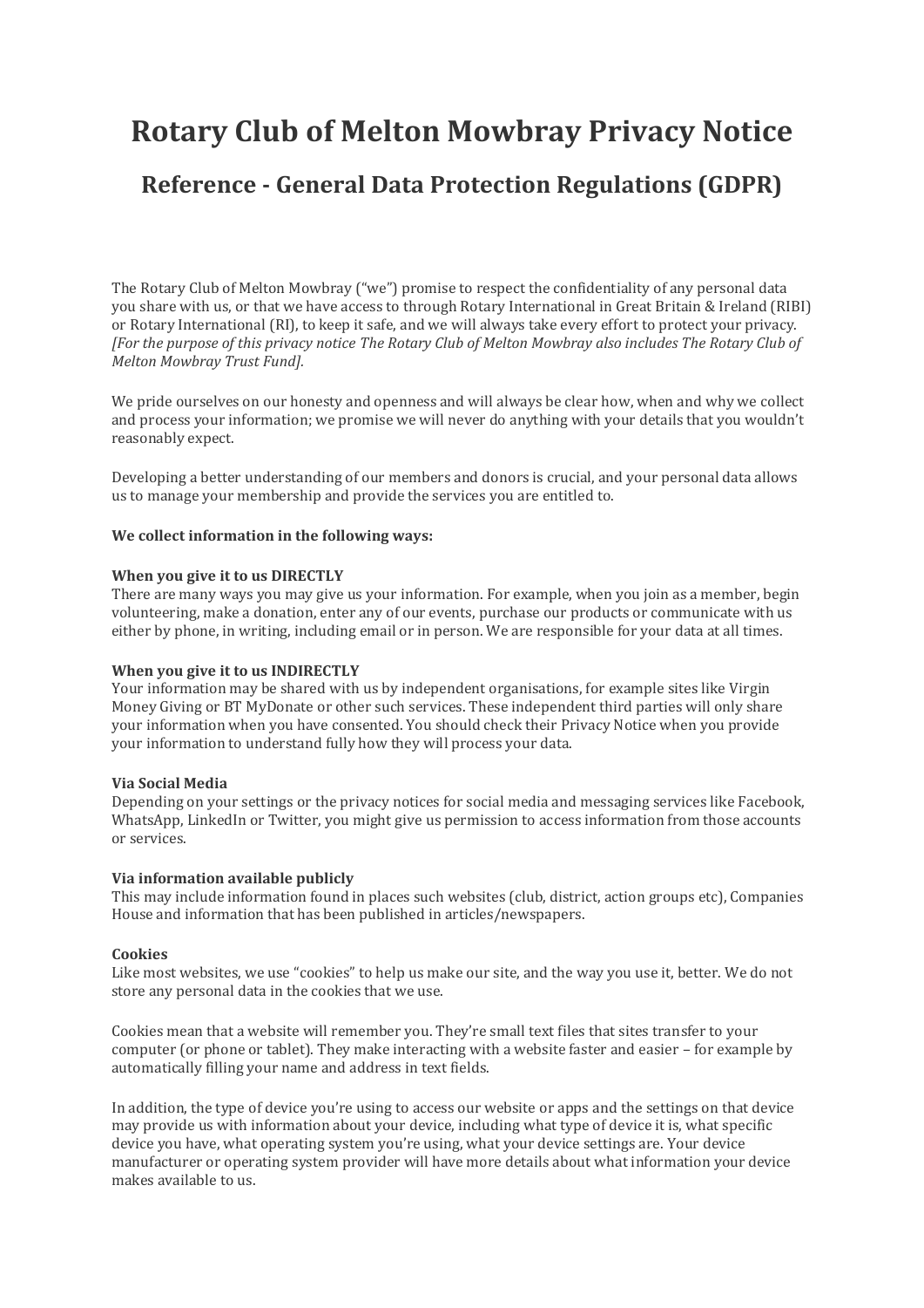# Rotary Club of Melton Mowbray Privacy Notice

## Reference - General Data Protection Regulations (GDPR)

The Rotary Club of Melton Mowbray ("we") promise to respect the confidentiality of any personal data you share with us, or that we have access to through Rotary International in Great Britain & Ireland (RIBI) or Rotary International (RI), to keep it safe, and we will always take every effort to protect your privacy. *[For the purpose of this privacy notice The Rotary Club of Melton Mowbray also includes The Rotary Club of Melton Mowbray Trust Fund].*

We pride ourselves on our honesty and openness and will always be clear how, when and why we collect and process your information; we promise we will never do anything with your details that you wouldn't reasonably expect.

Developing a better understanding of our members and donors is crucial, and your personal data allows us to manage your membership and provide the services you are entitled to.

**We collect information in the following ways:**

**When you give it to us DIRECTLY**
There are many ways you may give us your information. For example, when you join as a member, begin volunteering, make a donation, enter any of our events, purchase our products or communicate with us either by phone, in writing, including email or in person. We are responsible for your data at all times.

**When you give it to us INDIRECTLY**
Your information may be shared with us by independent organisations, for example sites like Virgin Money Giving or BT MyDonate or other such services. These independent third parties will only share your information when you have consented. You should check their Privacy Notice when you provide your information to understand fully how they will process your data.

**Via Social Media**
Depending on your settings or the privacy notices for social media and messaging services like Facebook, WhatsApp, LinkedIn or Twitter, you might give us permission to access information from those accounts or services.

**Via information available publicly**
This may include information found in places such websites (club, district, action groups etc), Companies House and information that has been published in articles/newspapers.

**Cookies**
Like most websites, we use "cookies" to help us make our site, and the way you use it, better. We do not store any personal data in the cookies that we use.

Cookies mean that a website will remember you. They're small text files that sites transfer to your computer (or phone or tablet). They make interacting with a website faster and easier – for example by automatically filling your name and address in text fields.

In addition, the type of device you're using to access our website or apps and the settings on that device may provide us with information about your device, including what type of device it is, what specific device you have, what operating system you're using, what your device settings are. Your device manufacturer or operating system provider will have more details about what information your device makes available to us.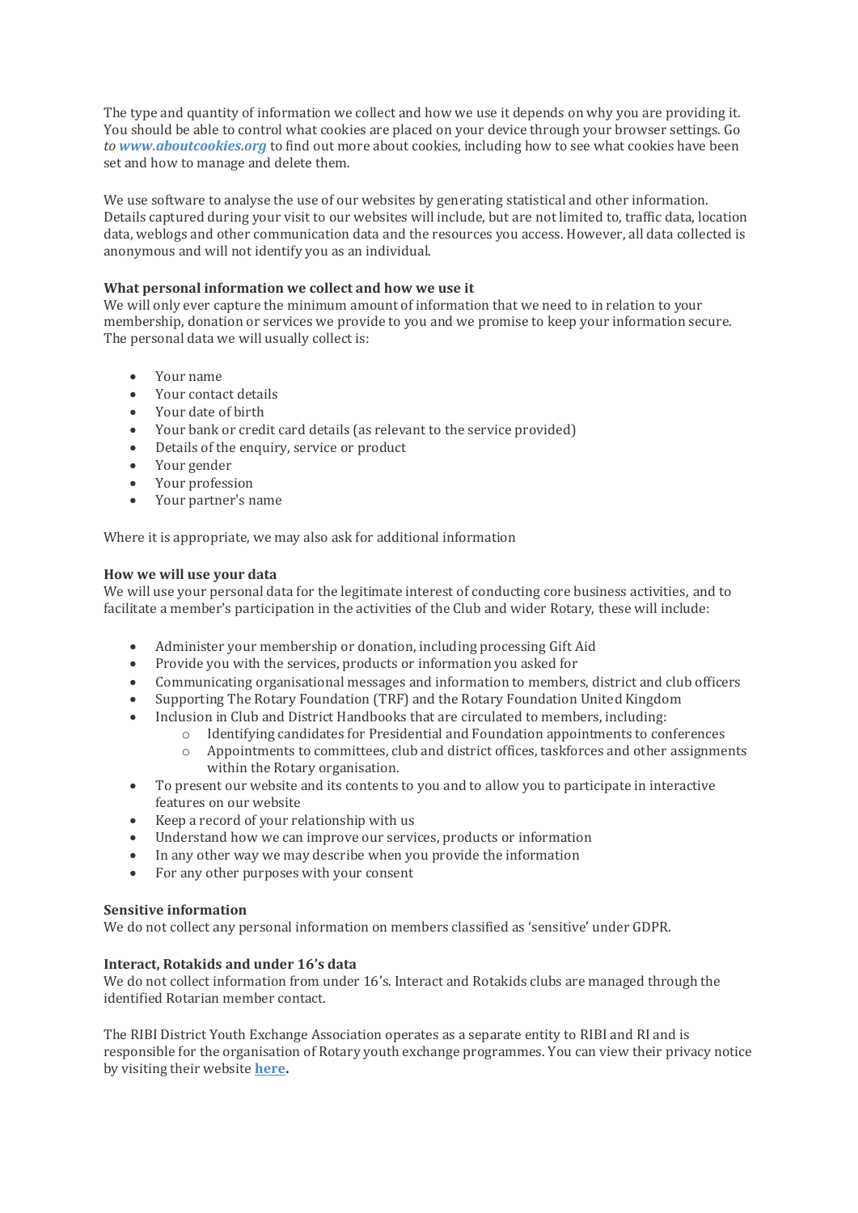The type and quantity of information we collect and how we use it depends on why you are providing it. You should be able to control what cookies are placed on your device through your browser settings. Go *to* ***www.aboutcookies.org*** to find out more about cookies, including how to see what cookies have been set and how to manage and delete them.

We use software to analyse the use of our websites by generating statistical and other information. Details captured during your visit to our websites will include, but are not limited to, traffic data, location data, weblogs and other communication data and the resources you access. However, all data collected is anonymous and will not identify you as an individual.

**What personal information we collect and how we use it**
We will only ever capture the minimum amount of information that we need to in relation to your membership, donation or services we provide to you and we promise to keep your information secure. The personal data we will usually collect is:

- Your name
- Your contact details
- Your date of birth
- Your bank or credit card details (as relevant to the service provided)
- Details of the enquiry, service or product
- Your gender
- Your profession
- Your partner's name

Where it is appropriate, we may also ask for additional information

**How we will use your data**
We will use your personal data for the legitimate interest of conducting core business activities, and to facilitate a member's participation in the activities of the Club and wider Rotary, these will include:

- Administer your membership or donation, including processing Gift Aid
- Provide you with the services, products or information you asked for
- Communicating organisational messages and information to members, district and club officers
- Supporting The Rotary Foundation (TRF) and the Rotary Foundation United Kingdom
- Inclusion in Club and District Handbooks that are circulated to members, including:
  - Identifying candidates for Presidential and Foundation appointments to conferences
  - Appointments to committees, club and district offices, taskforces and other assignments within the Rotary organisation.
- To present our website and its contents to you and to allow you to participate in interactive features on our website
- Keep a record of your relationship with us
- Understand how we can improve our services, products or information
- In any other way we may describe when you provide the information
- For any other purposes with your consent

**Sensitive information**
We do not collect any personal information on members classified as 'sensitive' under GDPR.

**Interact, Rotakids and under 16's data**
We do not collect information from under 16's. Interact and Rotakids clubs are managed through the identified Rotarian member contact.

The RIBI District Youth Exchange Association operates as a separate entity to RIBI and RI and is responsible for the organisation of Rotary youth exchange programmes. You can view their privacy notice by visiting their website **here**.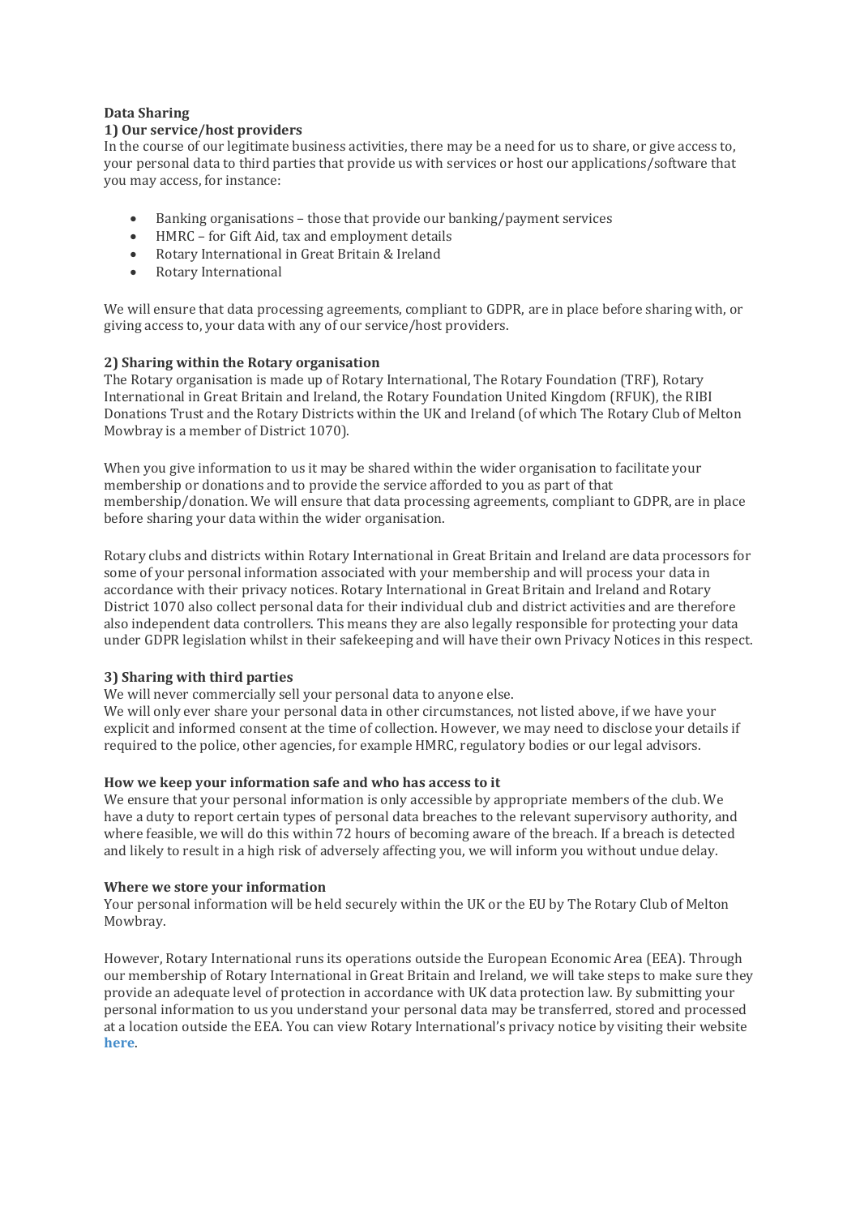**Data Sharing**

**1) Our service/host providers**

In the course of our legitimate business activities, there may be a need for us to share, or give access to, your personal data to third parties that provide us with services or host our applications/software that you may access, for instance:

- Banking organisations – those that provide our banking/payment services
- HMRC – for Gift Aid, tax and employment details
- Rotary International in Great Britain & Ireland
- Rotary International

We will ensure that data processing agreements, compliant to GDPR, are in place before sharing with, or giving access to, your data with any of our service/host providers.

**2) Sharing within the Rotary organisation**

The Rotary organisation is made up of Rotary International, The Rotary Foundation (TRF), Rotary International in Great Britain and Ireland, the Rotary Foundation United Kingdom (RFUK), the RIBI Donations Trust and the Rotary Districts within the UK and Ireland (of which The Rotary Club of Melton Mowbray is a member of District 1070).

When you give information to us it may be shared within the wider organisation to facilitate your membership or donations and to provide the service afforded to you as part of that membership/donation. We will ensure that data processing agreements, compliant to GDPR, are in place before sharing your data within the wider organisation.

Rotary clubs and districts within Rotary International in Great Britain and Ireland are data processors for some of your personal information associated with your membership and will process your data in accordance with their privacy notices. Rotary International in Great Britain and Ireland and Rotary District 1070 also collect personal data for their individual club and district activities and are therefore also independent data controllers. This means they are also legally responsible for protecting your data under GDPR legislation whilst in their safekeeping and will have their own Privacy Notices in this respect.

**3) Sharing with third parties**

We will never commercially sell your personal data to anyone else.
We will only ever share your personal data in other circumstances, not listed above, if we have your explicit and informed consent at the time of collection. However, we may need to disclose your details if required to the police, other agencies, for example HMRC, regulatory bodies or our legal advisors.

**How we keep your information safe and who has access to it**

We ensure that your personal information is only accessible by appropriate members of the club. We have a duty to report certain types of personal data breaches to the relevant supervisory authority, and where feasible, we will do this within 72 hours of becoming aware of the breach. If a breach is detected and likely to result in a high risk of adversely affecting you, we will inform you without undue delay.

**Where we store your information**

Your personal information will be held securely within the UK or the EU by The Rotary Club of Melton Mowbray.

However, Rotary International runs its operations outside the European Economic Area (EEA). Through our membership of Rotary International in Great Britain and Ireland, we will take steps to make sure they provide an adequate level of protection in accordance with UK data protection law. By submitting your personal information to us you understand your personal data may be transferred, stored and processed at a location outside the EEA. You can view Rotary International's privacy notice by visiting their website **here**.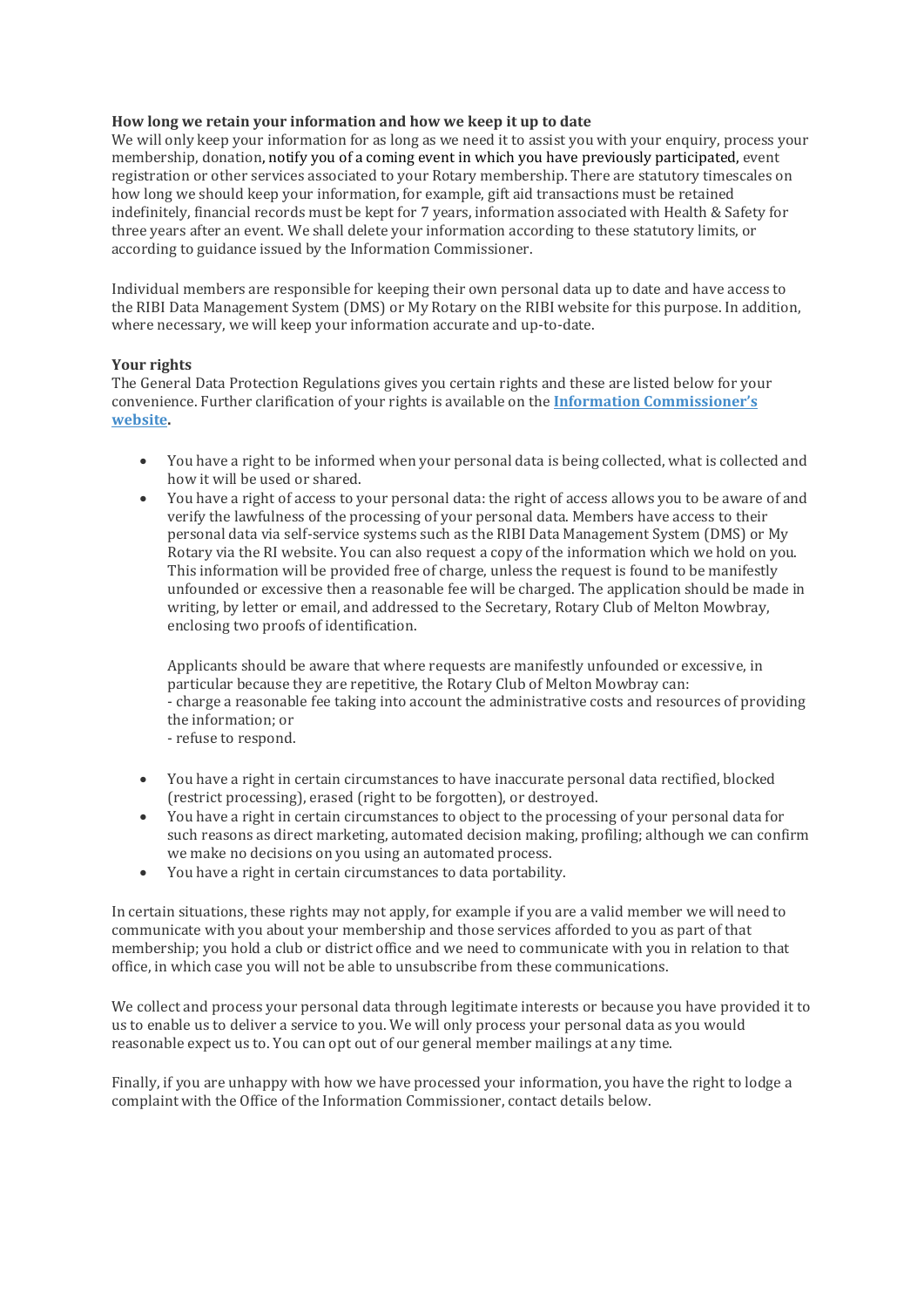**How long we retain your information and how we keep it up to date**
We will only keep your information for as long as we need it to assist you with your enquiry, process your membership, donation, notify you of a coming event in which you have previously participated, event registration or other services associated to your Rotary membership. There are statutory timescales on how long we should keep your information, for example, gift aid transactions must be retained indefinitely, financial records must be kept for 7 years, information associated with Health & Safety for three years after an event. We shall delete your information according to these statutory limits, or according to guidance issued by the Information Commissioner.

Individual members are responsible for keeping their own personal data up to date and have access to the RIBI Data Management System (DMS) or My Rotary on the RIBI website for this purpose. In addition, where necessary, we will keep your information accurate and up-to-date.

**Your rights**
The General Data Protection Regulations gives you certain rights and these are listed below for your convenience. Further clarification of your rights is available on the **Information Commissioner's website**.

- You have a right to be informed when your personal data is being collected, what is collected and how it will be used or shared.
- You have a right of access to your personal data: the right of access allows you to be aware of and verify the lawfulness of the processing of your personal data. Members have access to their personal data via self-service systems such as the RIBI Data Management System (DMS) or My Rotary via the RI website. You can also request a copy of the information which we hold on you. This information will be provided free of charge, unless the request is found to be manifestly unfounded or excessive then a reasonable fee will be charged. The application should be made in writing, by letter or email, and addressed to the Secretary, Rotary Club of Melton Mowbray, enclosing two proofs of identification.

  Applicants should be aware that where requests are manifestly unfounded or excessive, in particular because they are repetitive, the Rotary Club of Melton Mowbray can:
  - charge a reasonable fee taking into account the administrative costs and resources of providing the information; or
  - refuse to respond.

- You have a right in certain circumstances to have inaccurate personal data rectified, blocked (restrict processing), erased (right to be forgotten), or destroyed.
- You have a right in certain circumstances to object to the processing of your personal data for such reasons as direct marketing, automated decision making, profiling; although we can confirm we make no decisions on you using an automated process.
- You have a right in certain circumstances to data portability.

In certain situations, these rights may not apply, for example if you are a valid member we will need to communicate with you about your membership and those services afforded to you as part of that membership; you hold a club or district office and we need to communicate with you in relation to that office, in which case you will not be able to unsubscribe from these communications.

We collect and process your personal data through legitimate interests or because you have provided it to us to enable us to deliver a service to you. We will only process your personal data as you would reasonable expect us to. You can opt out of our general member mailings at any time.

Finally, if you are unhappy with how we have processed your information, you have the right to lodge a complaint with the Office of the Information Commissioner, contact details below.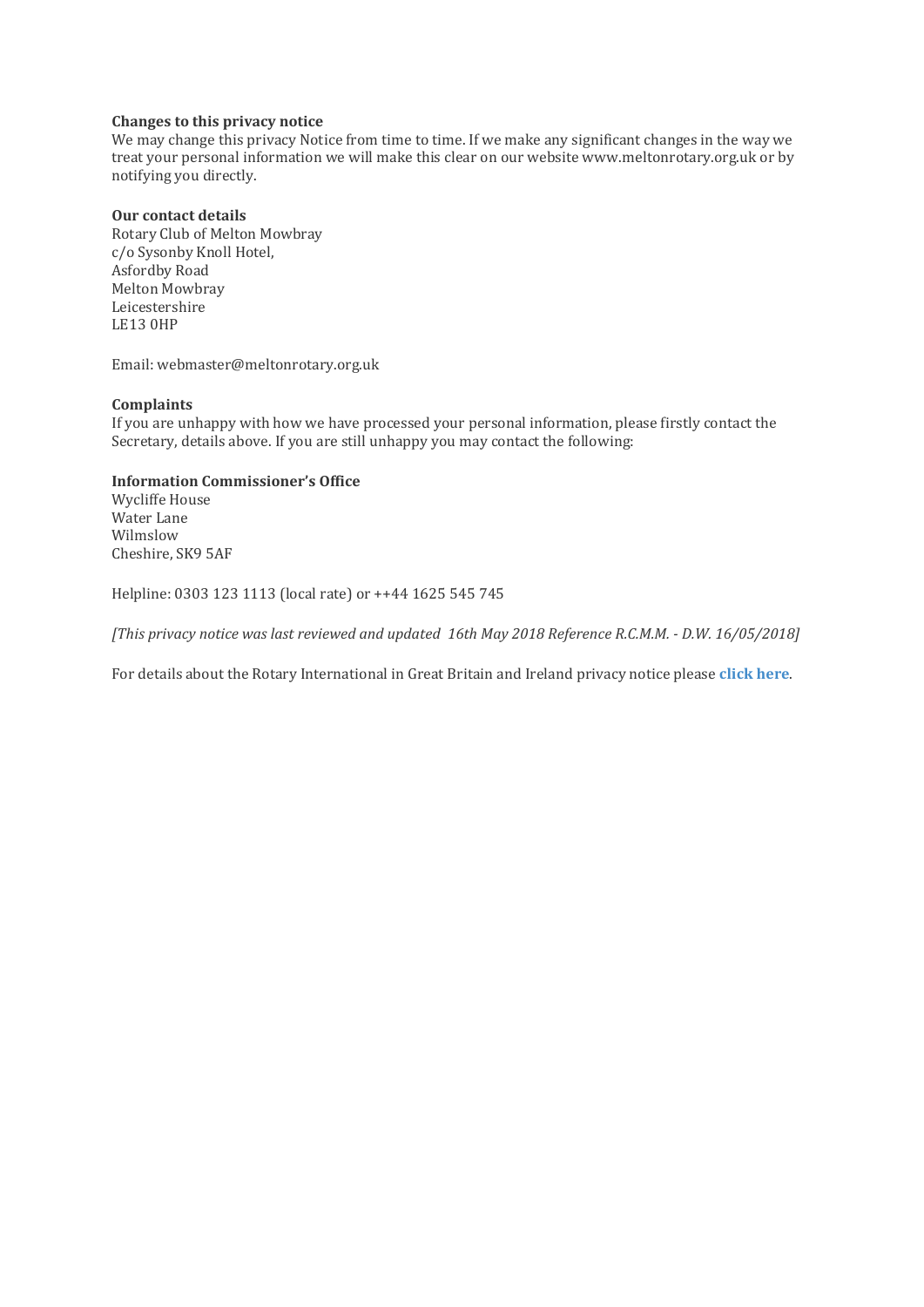**Changes to this privacy notice**

We may change this privacy Notice from time to time. If we make any significant changes in the way we treat your personal information we will make this clear on our website www.meltonrotary.org.uk or by notifying you directly.

**Our contact details**

Rotary Club of Melton Mowbray
c/o Sysonby Knoll Hotel,
Asfordby Road
Melton Mowbray
Leicestershire
LE13 0HP

Email: webmaster@meltonrotary.org.uk

**Complaints**

If you are unhappy with how we have processed your personal information, please firstly contact the Secretary, details above. If you are still unhappy you may contact the following:

**Information Commissioner's Office**

Wycliffe House
Water Lane
Wilmslow
Cheshire, SK9 5AF

Helpline: 0303 123 1113 (local rate) or ++44 1625 545 745

*[This privacy notice was last reviewed and updated 16th May 2018 Reference R.C.M.M. - D.W. 16/05/2018]*

For details about the Rotary International in Great Britain and Ireland privacy notice please **click here**.